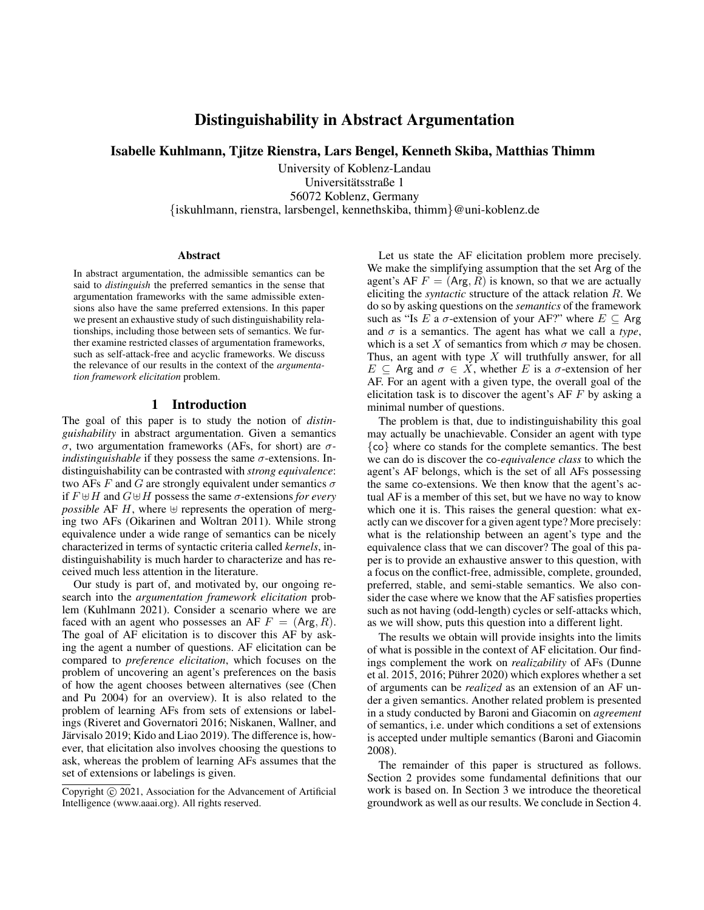# Distinguishability in Abstract Argumentation

**Isabelle Kuhlmann, Tjitze Rienstra, Lars Bengel, Kenneth Skiba, Matthias Thimm**

University of Koblenz-Landau
Universitätsstraße 1
56072 Koblenz, Germany
{iskuhlmann, rienstra, larsbengel, kennethskiba, thimm}@uni-koblenz.de

### Abstract

In abstract argumentation, the admissible semantics can be said to *distinguish* the preferred semantics in the sense that argumentation frameworks with the same admissible extensions also have the same preferred extensions. In this paper we present an exhaustive study of such distinguishability relationships, including those between sets of semantics. We further examine restricted classes of argumentation frameworks, such as self-attack-free and acyclic frameworks. We discuss the relevance of our results in the context of the *argumentation framework elicitation* problem.

## 1 Introduction

The goal of this paper is to study the notion of *distinguishability* in abstract argumentation. Given a semantics $\sigma$, two argumentation frameworks (AFs, for short) are $\sigma$-*indistinguishable* if they possess the same $\sigma$-extensions. Indistinguishability can be contrasted with *strong equivalence*: two AFs $F$ and $G$ are strongly equivalent under semantics $\sigma$ if $F \uplus H$ and $G \uplus H$ possess the same $\sigma$-extensions *for every possible* AF $H$, where $\uplus$ represents the operation of merging two AFs (Oikarinen and Woltran 2011). While strong equivalence under a wide range of semantics can be nicely characterized in terms of syntactic criteria called *kernels*, indistinguishability is much harder to characterize and has received much less attention in the literature.

Our study is part of, and motivated by, our ongoing research into the *argumentation framework elicitation* problem (Kuhlmann 2021). Consider a scenario where we are faced with an agent who possesses an AF $F = (\mathsf{Arg}, R)$. The goal of AF elicitation is to discover this AF by asking the agent a number of questions. AF elicitation can be compared to *preference elicitation*, which focuses on the problem of uncovering an agent's preferences on the basis of how the agent chooses between alternatives (see (Chen and Pu 2004) for an overview). It is also related to the problem of learning AFs from sets of extensions or labelings (Riveret and Governatori 2016; Niskanen, Wallner, and Järvisalo 2019; Kido and Liao 2019). The difference is, however, that elicitation also involves choosing the questions to ask, whereas the problem of learning AFs assumes that the set of extensions or labelings is given.

Let us state the AF elicitation problem more precisely. We make the simplifying assumption that the set $\mathsf{Arg}$ of the agent's AF $F = (\mathsf{Arg}, R)$ is known, so that we are actually eliciting the *syntactic* structure of the attack relation $R$. We do so by asking questions on the *semantics* of the framework such as "Is $E$ a $\sigma$-extension of your AF?" where $E \subseteq \mathsf{Arg}$ and $\sigma$ is a semantics. The agent has what we call a *type*, which is a set $X$ of semantics from which $\sigma$ may be chosen. Thus, an agent with type $X$ will truthfully answer, for all $E \subseteq \mathsf{Arg}$ and $\sigma \in X$, whether $E$ is a $\sigma$-extension of her AF. For an agent with a given type, the overall goal of the elicitation task is to discover the agent's AF $F$ by asking a minimal number of questions.

The problem is that, due to indistinguishability this goal may actually be unachievable. Consider an agent with type $\{\mathsf{co}\}$ where $\mathsf{co}$ stands for the complete semantics. The best we can do is discover the $\mathsf{co}$-*equivalence class* to which the agent's AF belongs, which is the set of all AFs possessing the same $\mathsf{co}$-extensions. We then know that the agent's actual AF is a member of this set, but we have no way to know which one it is. This raises the general question: what exactly can we discover for a given agent type? More precisely: what is the relationship between an agent's type and the equivalence class that we can discover? The goal of this paper is to provide an exhaustive answer to this question, with a focus on the conflict-free, admissible, complete, grounded, preferred, stable, and semi-stable semantics. We also consider the case where we know that the AF satisfies properties such as not having (odd-length) cycles or self-attacks which, as we will show, puts this question into a different light.

The results we obtain will provide insights into the limits of what is possible in the context of AF elicitation. Our findings complement the work on *realizability* of AFs (Dunne et al. 2015, 2016; Pührer 2020) which explores whether a set of arguments can be *realized* as an extension of an AF under a given semantics. Another related problem is presented in a study conducted by Baroni and Giacomin on *agreement* of semantics, i.e. under which conditions a set of extensions is accepted under multiple semantics (Baroni and Giacomin 2008).

The remainder of this paper is structured as follows. Section 2 provides some fundamental definitions that our work is based on. In Section 3 we introduce the theoretical groundwork as well as our results. We conclude in Section 4.

Copyright © 2021, Association for the Advancement of Artificial Intelligence (www.aaai.org). All rights reserved.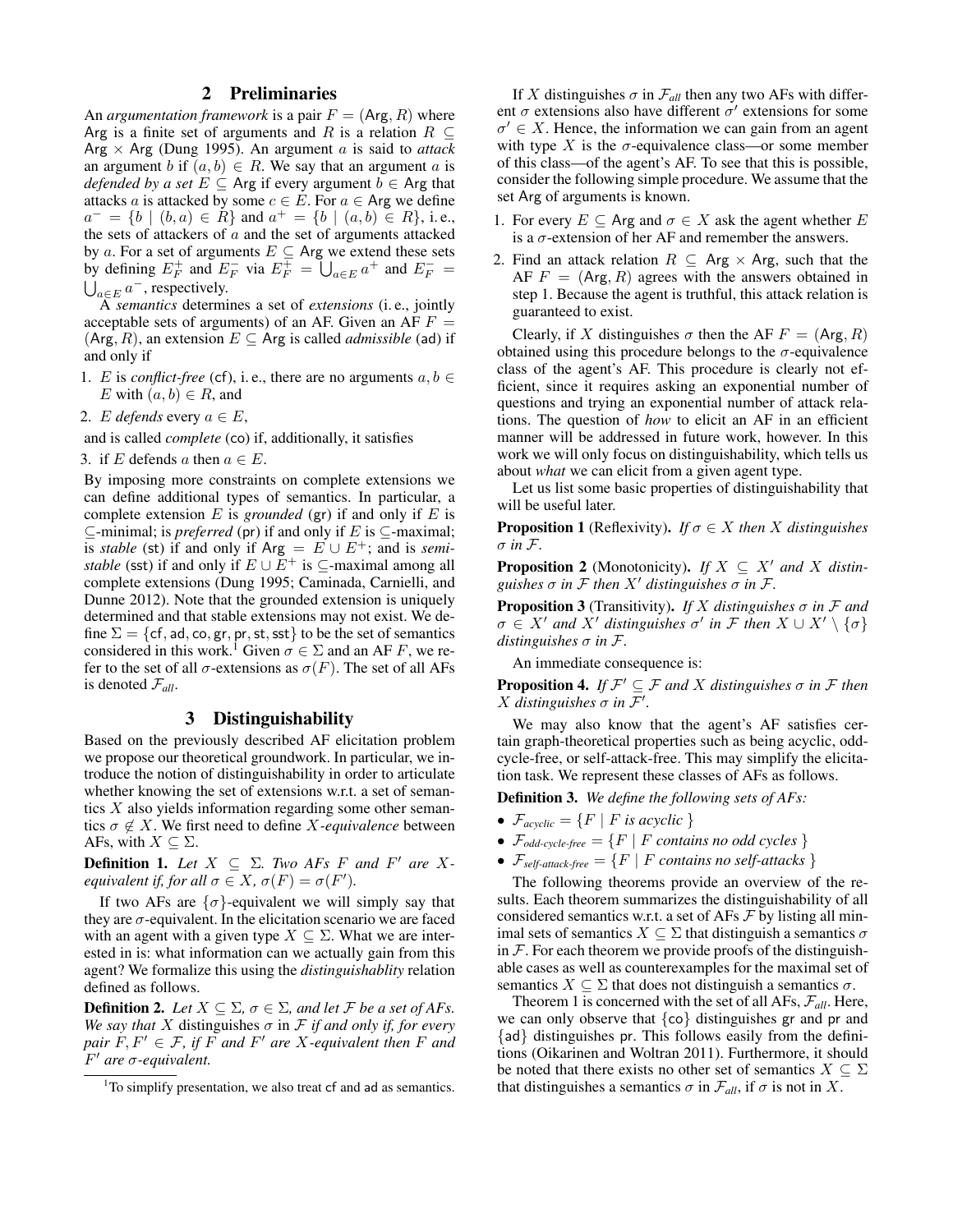## 2 Preliminaries

An *argumentation framework* is a pair $F = (\mathsf{Arg}, R)$ where $\mathsf{Arg}$ is a finite set of arguments and $R$ is a relation $R \subseteq \mathsf{Arg} \times \mathsf{Arg}$ (Dung 1995). An argument $a$ is said to *attack* an argument $b$ if $(a, b) \in R$. We say that an argument $a$ is *defended by a set* $E \subseteq \mathsf{Arg}$ if every argument $b \in \mathsf{Arg}$ that attacks $a$ is attacked by some $c \in E$. For $a \in \mathsf{Arg}$ we define $a^- = \{b \mid (b, a) \in R\}$ and $a^+ = \{b \mid (a, b) \in R\}$, i. e., the sets of attackers of $a$ and the set of arguments attacked by $a$. For a set of arguments $E \subseteq \mathsf{Arg}$ we extend these sets by defining $E^+_F$ and $E^-_F$ via $E^+_F = \bigcup_{a \in E} a^+$ and $E^-_F = \bigcup_{a \in E} a^-$, respectively.

A *semantics* determines a set of *extensions* (i. e., jointly acceptable sets of arguments) of an AF. Given an AF $F = (\mathsf{Arg}, R)$, an extension $E \subseteq \mathsf{Arg}$ is called *admissible* (ad) if and only if

1. $E$ is *conflict-free* (cf), i. e., there are no arguments $a, b \in E$ with $(a, b) \in R$, and
2. $E$ *defends* every $a \in E$,

and is called *complete* (co) if, additionally, it satisfies

3. if $E$ defends $a$ then $a \in E$.

By imposing more constraints on complete extensions we can define additional types of semantics. In particular, a complete extension $E$ is *grounded* (gr) if and only if $E$ is $\subseteq$-minimal; is *preferred* (pr) if and only if $E$ is $\subseteq$-maximal; is *stable* (st) if and only if $\mathsf{Arg} = E \cup E^+$; and is *semi-stable* (sst) if and only if $E \cup E^+$ is $\subseteq$-maximal among all complete extensions (Dung 1995; Caminada, Carnielli, and Dunne 2012). Note that the grounded extension is uniquely determined and that stable extensions may not exist. We define $\Sigma = \{\mathsf{cf}, \mathsf{ad}, \mathsf{co}, \mathsf{gr}, \mathsf{pr}, \mathsf{st}, \mathsf{sst}\}$ to be the set of semantics considered in this work.[1] Given $\sigma \in \Sigma$ and an AF $F$, we refer to the set of all $\sigma$-extensions as $\sigma(F)$. The set of all AFs is denoted $\mathcal{F}_{all}$.

## 3 Distinguishability

Based on the previously described AF elicitation problem we propose our theoretical groundwork. In particular, we introduce the notion of distinguishability in order to articulate whether knowing the set of extensions w.r.t. a set of semantics $X$ also yields information regarding some other semantics $\sigma \notin X$. We first need to define $X$-*equivalence* between AFs, with $X \subseteq \Sigma$.

**Definition 1.** *Let $X \subseteq \Sigma$. Two AFs $F$ and $F'$ are $X$-equivalent if, for all $\sigma \in X$, $\sigma(F) = \sigma(F')$.*

If two AFs are $\{\sigma\}$-equivalent we will simply say that they are $\sigma$-equivalent. In the elicitation scenario we are faced with an agent with a given type $X \subseteq \Sigma$. What we are interested in is: what information can we actually gain from this agent? We formalize this using the *distinguishablity* relation defined as follows.

**Definition 2.** *Let $X \subseteq \Sigma$, $\sigma \in \Sigma$, and let $\mathcal{F}$ be a set of AFs. We say that $X$ distinguishes $\sigma$ in $\mathcal{F}$ if and only if, for every pair $F, F' \in \mathcal{F}$, if $F$ and $F'$ are $X$-equivalent then $F$ and $F'$ are $\sigma$-equivalent.*

[1]To simplify presentation, we also treat cf and ad as semantics.

If $X$ distinguishes $\sigma$ in $\mathcal{F}_{all}$ then any two AFs with different $\sigma$ extensions also have different $\sigma'$ extensions for some $\sigma' \in X$. Hence, the information we can gain from an agent with type $X$ is the $\sigma$-equivalence class—or some member of this class—of the agent's AF. To see that this is possible, consider the following simple procedure. We assume that the set $\mathsf{Arg}$ of arguments is known.

1. For every $E \subseteq \mathsf{Arg}$ and $\sigma \in X$ ask the agent whether $E$ is a $\sigma$-extension of her AF and remember the answers.
2. Find an attack relation $R \subseteq \mathsf{Arg} \times \mathsf{Arg}$, such that the AF $F = (\mathsf{Arg}, R)$ agrees with the answers obtained in step 1. Because the agent is truthful, this attack relation is guaranteed to exist.

Clearly, if $X$ distinguishes $\sigma$ then the AF $F = (\mathsf{Arg}, R)$ obtained using this procedure belongs to the $\sigma$-equivalence class of the agent's AF. This procedure is clearly not efficient, since it requires asking an exponential number of questions and trying an exponential number of attack relations. The question of *how* to elicit an AF in an efficient manner will be addressed in future work, however. In this work we will only focus on distinguishability, which tells us about *what* we can elicit from a given agent type.

Let us list some basic properties of distinguishability that will be useful later.

**Proposition 1** (Reflexivity)**.** *If $\sigma \in X$ then $X$ distinguishes $\sigma$ in $\mathcal{F}$.*

**Proposition 2** (Monotonicity)**.** *If $X \subseteq X'$ and $X$ distinguishes $\sigma$ in $\mathcal{F}$ then $X'$ distinguishes $\sigma$ in $\mathcal{F}$.*

**Proposition 3** (Transitivity)**.** *If $X$ distinguishes $\sigma$ in $\mathcal{F}$ and $\sigma \in X'$ and $X'$ distinguishes $\sigma'$ in $\mathcal{F}$ then $X \cup X' \setminus \{\sigma\}$ distinguishes $\sigma$ in $\mathcal{F}$.*

An immediate consequence is:

**Proposition 4.** *If $\mathcal{F}' \subseteq \mathcal{F}$ and $X$ distinguishes $\sigma$ in $\mathcal{F}$ then $X$ distinguishes $\sigma$ in $\mathcal{F}'$.*

We may also know that the agent's AF satisfies certain graph-theoretical properties such as being acyclic, odd-cycle-free, or self-attack-free. This may simplify the elicitation task. We represent these classes of AFs as follows.

**Definition 3.** *We define the following sets of AFs:*

- $\mathcal{F}_{acyclic} = \{F \mid F \text{ is acyclic}\}$
- $\mathcal{F}_{odd\text{-}cycle\text{-}free} = \{F \mid F \text{ contains no odd cycles}\}$
- $\mathcal{F}_{self\text{-}attack\text{-}free} = \{F \mid F \text{ contains no self-attacks}\}$

The following theorems provide an overview of the results. Each theorem summarizes the distinguishability of all considered semantics w.r.t. a set of AFs $\mathcal{F}$ by listing all minimal sets of semantics $X \subseteq \Sigma$ that distinguish a semantics $\sigma$ in $\mathcal{F}$. For each theorem we provide proofs of the distinguishable cases as well as counterexamples for the maximal set of semantics $X \subseteq \Sigma$ that does not distinguish a semantics $\sigma$.

Theorem 1 is concerned with the set of all AFs, $\mathcal{F}_{all}$. Here, we can only observe that $\{\mathsf{co}\}$ distinguishes gr and pr and $\{\mathsf{ad}\}$ distinguishes pr. This follows easily from the definitions (Oikarinen and Woltran 2011). Furthermore, it should be noted that there exists no other set of semantics $X \subseteq \Sigma$ that distinguishes a semantics $\sigma$ in $\mathcal{F}_{all}$, if $\sigma$ is not in $X$.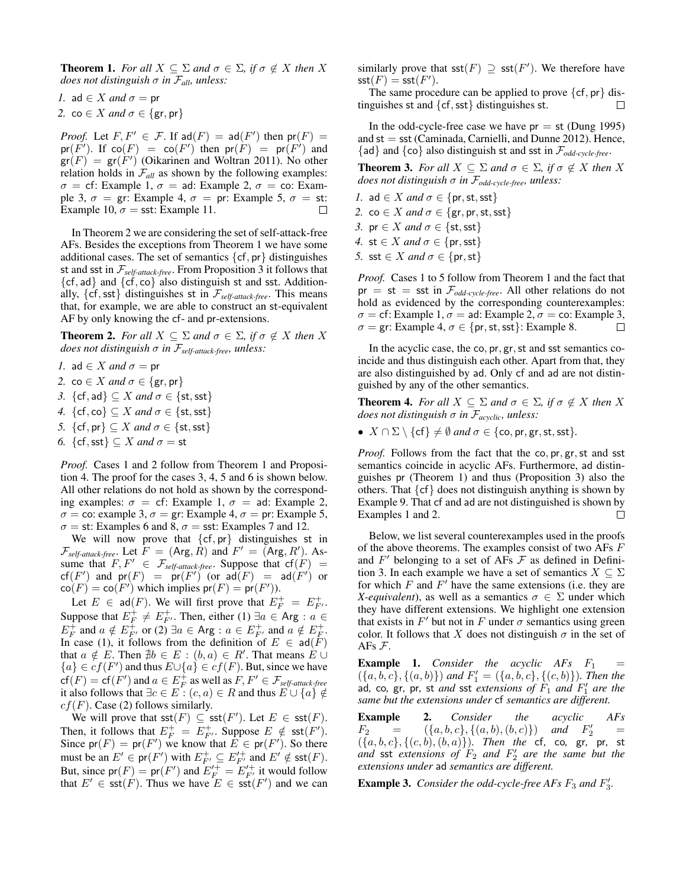**Theorem 1.** *For all $X \subseteq \Sigma$ and $\sigma \in \Sigma$, if $\sigma \notin X$ then $X$ does not distinguish $\sigma$ in $\mathcal{F}_{all}$, unless:*

*1.* $\mathsf{ad} \in X$ *and* $\sigma = \mathsf{pr}$

*2.* $\mathsf{co} \in X$ *and* $\sigma \in \{\mathsf{gr}, \mathsf{pr}\}$

*Proof.* Let $F, F' \in \mathcal{F}$. If $\mathsf{ad}(F) = \mathsf{ad}(F')$ then $\mathsf{pr}(F) = \mathsf{pr}(F')$. If $\mathsf{co}(F) = \mathsf{co}(F')$ then $\mathsf{pr}(F) = \mathsf{pr}(F')$ and $\mathsf{gr}(F) = \mathsf{gr}(F')$ (Oikarinen and Woltran 2011). No other relation holds in $\mathcal{F}_{all}$ as shown by the following examples: $\sigma = \mathsf{cf}$: Example 1, $\sigma = \mathsf{ad}$: Example 2, $\sigma = \mathsf{co}$: Example 3, $\sigma = \mathsf{gr}$: Example 4, $\sigma = \mathsf{pr}$: Example 5, $\sigma = \mathsf{st}$: Example 10, $\sigma = \mathsf{sst}$: Example 11. □

In Theorem 2 we are considering the set of self-attack-free AFs. Besides the exceptions from Theorem 1 we have some additional cases. The set of semantics $\{\mathsf{cf}, \mathsf{pr}\}$ distinguishes st and sst in $\mathcal{F}_{self\text{-}attack\text{-}free}$. From Proposition 3 it follows that $\{\mathsf{cf}, \mathsf{ad}\}$ and $\{\mathsf{cf}, \mathsf{co}\}$ also distinguish st and sst. Additionally, $\{\mathsf{cf}, \mathsf{sst}\}$ distinguishes st in $\mathcal{F}_{self\text{-}attack\text{-}free}$. This means that, for example, we are able to construct an st-equivalent AF by only knowing the cf- and pr-extensions.

**Theorem 2.** *For all $X \subseteq \Sigma$ and $\sigma \in \Sigma$, if $\sigma \notin X$ then $X$ does not distinguish $\sigma$ in $\mathcal{F}_{self\text{-}attack\text{-}free}$, unless:*

*1.* $\mathsf{ad} \in X$ *and* $\sigma = \mathsf{pr}$

*2.* $\mathsf{co} \in X$ *and* $\sigma \in \{\mathsf{gr}, \mathsf{pr}\}$

*3.* $\{\mathsf{cf}, \mathsf{ad}\} \subseteq X$ *and* $\sigma \in \{\mathsf{st}, \mathsf{sst}\}$

*4.* $\{\mathsf{cf}, \mathsf{co}\} \subseteq X$ *and* $\sigma \in \{\mathsf{st}, \mathsf{sst}\}$

*5.* $\{\mathsf{cf}, \mathsf{pr}\} \subseteq X$ *and* $\sigma \in \{\mathsf{st}, \mathsf{sst}\}$

*6.* $\{\mathsf{cf}, \mathsf{sst}\} \subseteq X$ *and* $\sigma = \mathsf{st}$

*Proof.* Cases 1 and 2 follow from Theorem 1 and Proposition 4. The proof for the cases 3, 4, 5 and 6 is shown below. All other relations do not hold as shown by the corresponding examples: $\sigma = \mathsf{cf}$: Example 1, $\sigma = \mathsf{ad}$: Example 2, $\sigma = \mathsf{co}$: example 3, $\sigma = \mathsf{gr}$: Example 4, $\sigma = \mathsf{pr}$: Example 5, $\sigma = \mathsf{st}$: Examples 6 and 8, $\sigma = \mathsf{sst}$: Examples 7 and 12.

We will now prove that $\{\mathsf{cf}, \mathsf{pr}\}$ distinguishes st in $\mathcal{F}_{self\text{-}attack\text{-}free}$. Let $F = (\mathsf{Arg}, R)$ and $F' = (\mathsf{Arg}, R')$. Assume that $F, F' \in \mathcal{F}_{self\text{-}attack\text{-}free}$. Suppose that $\mathsf{cf}(F) = \mathsf{cf}(F')$ and $\mathsf{pr}(F) = \mathsf{pr}(F')$ (or $\mathsf{ad}(F) = \mathsf{ad}(F')$ or $\mathsf{co}(F) = \mathsf{co}(F')$ which implies $\mathsf{pr}(F) = \mathsf{pr}(F')$).

Let $E \in \mathsf{ad}(F)$. We will first prove that $E^+_F = E^+_{F'}$. Suppose that $E^+_F \neq E^+_{F'}$. Then, either (1) $\exists a \in \mathsf{Arg} : a \in E^+_F$ and $a \notin E^+_{F'}$ or (2) $\exists a \in \mathsf{Arg} : a \in E^+_{F'}$ and $a \notin E^+_F$. In case (1), it follows from the definition of $E \in \mathsf{ad}(F)$ that $a \notin E$. Then $\nexists b \in E : (b, a) \in R'$. That means $E \cup \{a\} \in cf(F')$ and thus $E \cup \{a\} \in cf(F)$. But, since we have $\mathsf{cf}(F) = \mathsf{cf}(F')$ and $a \in E^+_F$ as well as $F, F' \in \mathcal{F}_{self\text{-}attack\text{-}free}$ it also follows that $\exists c \in E : (c, a) \in R$ and thus $E \cup \{a\} \notin cf(F)$. Case (2) follows similarly.

We will prove that $\mathsf{sst}(F) \subseteq \mathsf{sst}(F')$. Let $E \in \mathsf{sst}(F)$. Then, it follows that $E^+_F = E^+_{F'}$. Suppose $E \notin \mathsf{sst}(F')$. Since $\mathsf{pr}(F) = \mathsf{pr}(F')$ we know that $E \in \mathsf{pr}(F')$. So there must be an $E' \in \mathsf{pr}(F')$ with $E^+_{F'} \subseteq E'^+_{F'}$ and $E' \notin \mathsf{sst}(F)$. But, since $\mathsf{pr}(F) = \mathsf{pr}(F')$ and $E'^+_F = E'^+_{F'}$ it would follow that $E' \in \mathsf{sst}(F)$. Thus we have $E \in \mathsf{sst}(F')$ and we can similarly prove that $\mathsf{sst}(F) \supseteq \mathsf{sst}(F')$. We therefore have $\mathsf{sst}(F) = \mathsf{sst}(F')$.

The same procedure can be applied to prove $\{\mathsf{cf}, \mathsf{pr}\}$ distinguishes st and $\{\mathsf{cf}, \mathsf{sst}\}$ distinguishes st. □

In the odd-cycle-free case we have $\mathsf{pr} = \mathsf{st}$ (Dung 1995) and $\mathsf{st} = \mathsf{sst}$ (Caminada, Carnielli, and Dunne 2012). Hence, $\{\mathsf{ad}\}$ and $\{\mathsf{co}\}$ also distinguish st and sst in $\mathcal{F}_{odd\text{-}cycle\text{-}free}$.

**Theorem 3.** *For all $X \subseteq \Sigma$ and $\sigma \in \Sigma$, if $\sigma \notin X$ then $X$ does not distinguish $\sigma$ in $\mathcal{F}_{odd\text{-}cycle\text{-}free}$, unless:*

*1.* $\mathsf{ad} \in X$ *and* $\sigma \in \{\mathsf{pr}, \mathsf{st}, \mathsf{sst}\}$

*2.* $\mathsf{co} \in X$ *and* $\sigma \in \{\mathsf{gr}, \mathsf{pr}, \mathsf{st}, \mathsf{sst}\}$

*3.* $\mathsf{pr} \in X$ *and* $\sigma \in \{\mathsf{st}, \mathsf{sst}\}$

*4.* $\mathsf{st} \in X$ *and* $\sigma \in \{\mathsf{pr}, \mathsf{sst}\}$

*5.* $\mathsf{sst} \in X$ *and* $\sigma \in \{\mathsf{pr}, \mathsf{st}\}$

*Proof.* Cases 1 to 5 follow from Theorem 1 and the fact that $\mathsf{pr} = \mathsf{st} = \mathsf{sst}$ in $\mathcal{F}_{odd\text{-}cycle\text{-}free}$. All other relations do not hold as evidenced by the corresponding counterexamples: $\sigma = \mathsf{cf}$: Example 1, $\sigma = \mathsf{ad}$: Example 2, $\sigma = \mathsf{co}$: Example 3, $\sigma = \mathsf{gr}$: Example 4, $\sigma \in \{\mathsf{pr}, \mathsf{st}, \mathsf{sst}\}$: Example 8. □

In the acyclic case, the co, pr, gr, st and sst semantics coincide and thus distinguish each other. Apart from that, they are also distinguished by ad. Only cf and ad are not distinguished by any of the other semantics.

**Theorem 4.** *For all $X \subseteq \Sigma$ and $\sigma \in \Sigma$, if $\sigma \notin X$ then $X$ does not distinguish $\sigma$ in $\mathcal{F}_{acyclic}$, unless:*

- $X \cap \Sigma \setminus \{\mathsf{cf}\} \neq \emptyset$ *and* $\sigma \in \{\mathsf{co}, \mathsf{pr}, \mathsf{gr}, \mathsf{st}, \mathsf{sst}\}$.

*Proof.* Follows from the fact that the co, pr, gr, st and sst semantics coincide in acyclic AFs. Furthermore, ad distinguishes pr (Theorem 1) and thus (Proposition 3) also the others. That $\{\mathsf{cf}\}$ does not distinguish anything is shown by Example 9. That cf and ad are not distinguished is shown by Examples 1 and 2. □

Below, we list several counterexamples used in the proofs of the above theorems. The examples consist of two AFs $F$ and $F'$ belonging to a set of AFs $\mathcal{F}$ as defined in Definition 3. In each example we have a set of semantics $X \subseteq \Sigma$ for which $F$ and $F'$ have the same extensions (i.e. they are *X-equivalent*), as well as a semantics $\sigma \in \Sigma$ under which they have different extensions. We highlight one extension that exists in $F'$ but not in $F$ under $\sigma$ semantics using green color. It follows that $X$ does not distinguish $\sigma$ in the set of AFs $\mathcal{F}$.

**Example 1.** *Consider the acyclic AFs $F_1 = (\{a, b, c\}, \{(a, b)\})$ and $F'_1 = (\{a, b, c\}, \{(c, b)\})$. Then the* ad*,* co*,* gr*,* pr*,* st *and* sst *extensions of $F_1$ and $F'_1$ are the same but the extensions under* cf *semantics are different.*

**Example 2.** *Consider the acyclic AFs $F_2 = (\{a, b, c\}, \{(a, b), (b, c)\})$ and $F'_2 = (\{a, b, c\}, \{(c, b), (b, a)\})$. Then the* cf*,* co*,* gr*,* pr*,* st *and* sst *extensions of $F_2$ and $F'_2$ are the same but the extensions under* ad *semantics are different.*

**Example 3.** *Consider the odd-cycle-free AFs $F_3$ and $F'_3$.*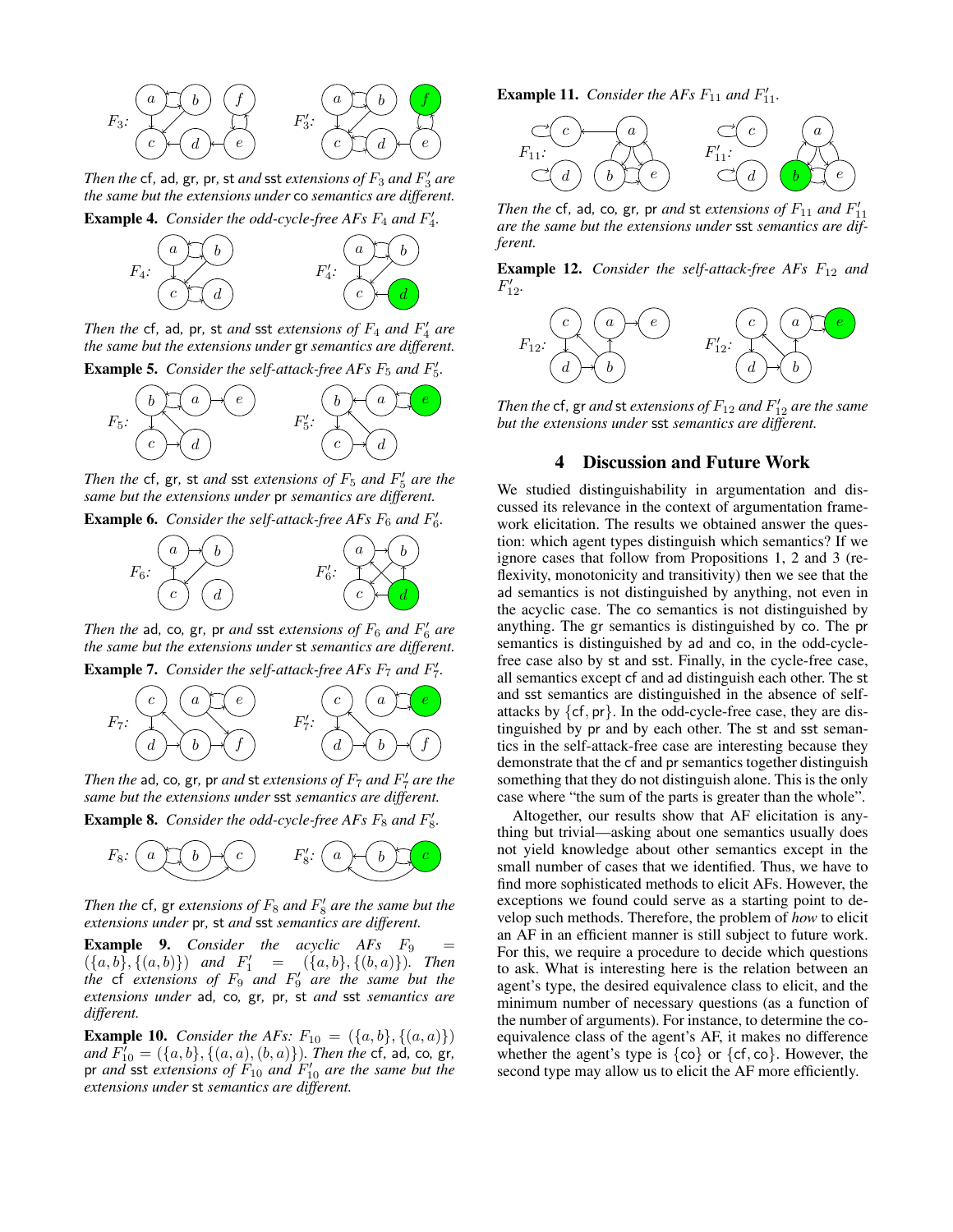Then the cf, ad, gr, pr, st and sst extensions of $F_3$ and $F_3'$ are the same but the extensions under co semantics are different.

**Example 4.** *Consider the odd-cycle-free AFs $F_4$ and $F_4'$.*

*Then the* cf, ad, pr, st *and* sst *extensions of $F_4$ and $F_4'$ are the same but the extensions under* gr *semantics are different.*

**Example 5.** *Consider the self-attack-free AFs $F_5$ and $F_5'$.*

*Then the* cf, gr, st *and* sst *extensions of $F_5$ and $F_5'$ are the same but the extensions under* pr *semantics are different.*

**Example 6.** *Consider the self-attack-free AFs $F_6$ and $F_6'$.*

*Then the* ad, co, gr, pr *and* sst *extensions of $F_6$ and $F_6'$ are the same but the extensions under* st *semantics are different.*

**Example 7.** *Consider the self-attack-free AFs $F_7$ and $F_7'$.*

*Then the* ad, co, gr, pr *and* st *extensions of $F_7$ and $F_7'$ are the same but the extensions under* sst *semantics are different.*

**Example 8.** *Consider the odd-cycle-free AFs $F_8$ and $F_8'$.*

*Then the* cf, gr *extensions of $F_8$ and $F_8'$ are the same but the extensions under* pr, st *and* sst *semantics are different.*

**Example 9.** *Consider the acyclic AFs $F_9 = (\{a,b\},\{(a,b)\})$ and $F_1' = (\{a,b\},\{(b,a)\})$. Then the* cf *extensions of $F_9$ and $F_9'$ are the same but the extensions under* ad, co, gr, pr, st *and* sst *semantics are different.*

**Example 10.** *Consider the AFs: $F_{10} = (\{a,b\},\{(a,a)\})$ and $F_{10}' = (\{a,b\},\{(a,a),(b,a)\})$. Then the* cf, ad, co, gr, pr *and* sst *extensions of $F_{10}$ and $F_{10}'$ are the same but the extensions under* st *semantics are different.*

**Example 11.** *Consider the AFs $F_{11}$ and $F_{11}'$.*

*Then the* cf, ad, co, gr, pr *and* st *extensions of $F_{11}$ and $F_{11}'$ are the same but the extensions under* sst *semantics are different.*

**Example 12.** *Consider the self-attack-free AFs $F_{12}$ and $F_{12}'$.*

*Then the* cf, gr *and* st *extensions of $F_{12}$ and $F_{12}'$ are the same but the extensions under* sst *semantics are different.*

## 4 Discussion and Future Work

We studied distinguishability in argumentation and discussed its relevance in the context of argumentation framework elicitation. The results we obtained answer the question: which agent types distinguish which semantics? If we ignore cases that follow from Propositions 1, 2 and 3 (reflexivity, monotonicity and transitivity) then we see that the ad semantics is not distinguished by anything, not even in the acyclic case. The co semantics is not distinguished by anything. The gr semantics is distinguished by co. The pr semantics is distinguished by ad and co, in the odd-cycle-free case also by st and sst. Finally, in the cycle-free case, all semantics except cf and ad distinguish each other. The st and sst semantics are distinguished in the absence of self-attacks by {cf, pr}. In the odd-cycle-free case, they are distinguished by pr and by each other. The st and sst semantics in the self-attack-free case are interesting because they demonstrate that the cf and pr semantics together distinguish something that they do not distinguish alone. This is the only case where "the sum of the parts is greater than the whole".

Altogether, our results show that AF elicitation is anything but trivial—asking about one semantics usually does not yield knowledge about other semantics except in the small number of cases that we identified. Thus, we have to find more sophisticated methods to elicit AFs. However, the exceptions we found could serve as a starting point to develop such methods. Therefore, the problem of *how* to elicit an AF in an efficient manner is still subject to future work. For this, we require a procedure to decide which questions to ask. What is interesting here is the relation between an agent's type, the desired equivalence class to elicit, and the minimum number of necessary questions (as a function of the number of arguments). For instance, to determine the co-equivalence class of the agent's AF, it makes no difference whether the agent's type is {co} or {cf, co}. However, the second type may allow us to elicit the AF more efficiently.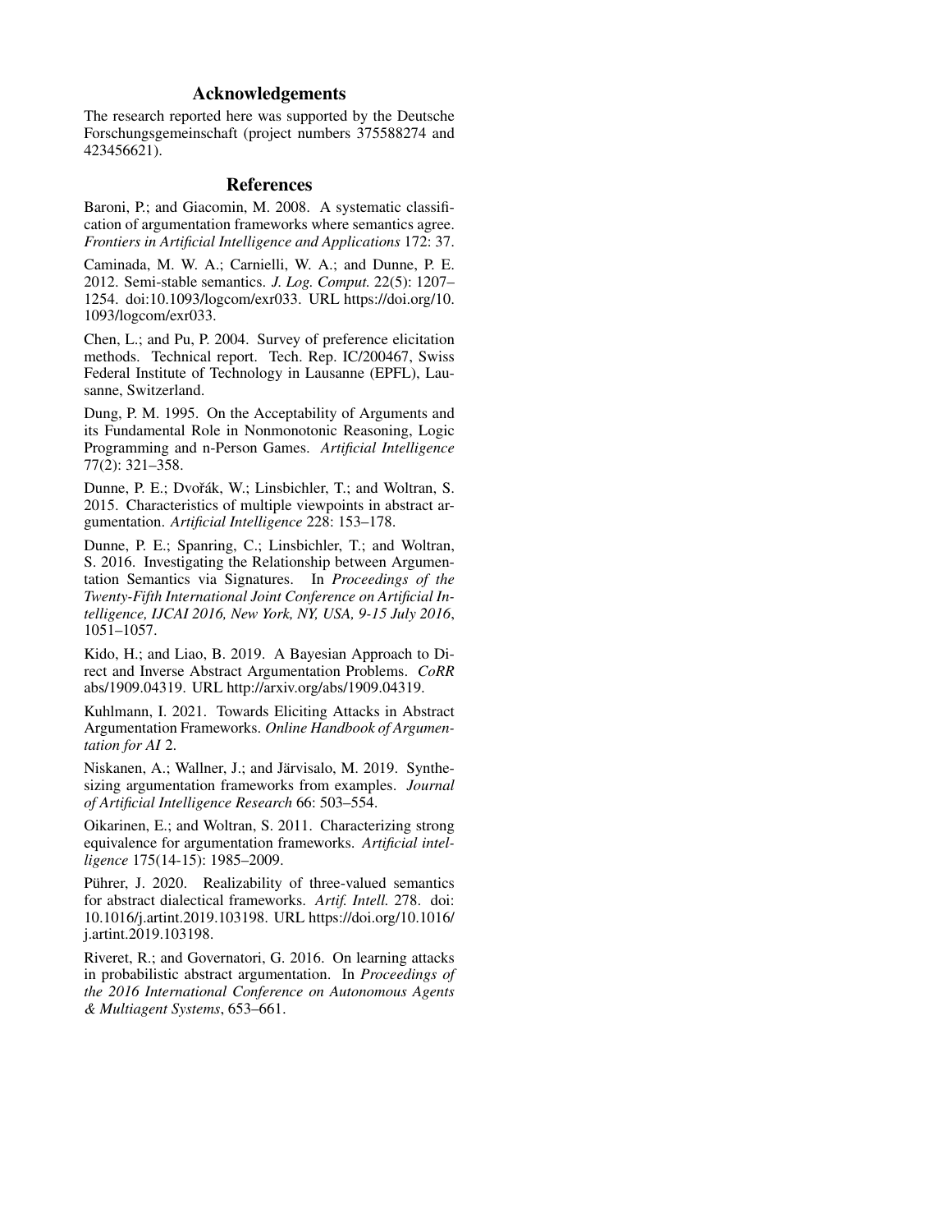## Acknowledgements

The research reported here was supported by the Deutsche Forschungsgemeinschaft (project numbers 375588274 and 423456621).

## References

Baroni, P.; and Giacomin, M. 2008. A systematic classification of argumentation frameworks where semantics agree. *Frontiers in Artificial Intelligence and Applications* 172: 37.

Caminada, M. W. A.; Carnielli, W. A.; and Dunne, P. E. 2012. Semi-stable semantics. *J. Log. Comput.* 22(5): 1207–1254. doi:10.1093/logcom/exr033. URL https://doi.org/10.1093/logcom/exr033.

Chen, L.; and Pu, P. 2004. Survey of preference elicitation methods. Technical report. Tech. Rep. IC/200467, Swiss Federal Institute of Technology in Lausanne (EPFL), Lausanne, Switzerland.

Dung, P. M. 1995. On the Acceptability of Arguments and its Fundamental Role in Nonmonotonic Reasoning, Logic Programming and n-Person Games. *Artificial Intelligence* 77(2): 321–358.

Dunne, P. E.; Dvořák, W.; Linsbichler, T.; and Woltran, S. 2015. Characteristics of multiple viewpoints in abstract argumentation. *Artificial Intelligence* 228: 153–178.

Dunne, P. E.; Spanring, C.; Linsbichler, T.; and Woltran, S. 2016. Investigating the Relationship between Argumentation Semantics via Signatures. In *Proceedings of the Twenty-Fifth International Joint Conference on Artificial Intelligence, IJCAI 2016, New York, NY, USA, 9-15 July 2016*, 1051–1057.

Kido, H.; and Liao, B. 2019. A Bayesian Approach to Direct and Inverse Abstract Argumentation Problems. *CoRR* abs/1909.04319. URL http://arxiv.org/abs/1909.04319.

Kuhlmann, I. 2021. Towards Eliciting Attacks in Abstract Argumentation Frameworks. *Online Handbook of Argumentation for AI* 2.

Niskanen, A.; Wallner, J.; and Järvisalo, M. 2019. Synthesizing argumentation frameworks from examples. *Journal of Artificial Intelligence Research* 66: 503–554.

Oikarinen, E.; and Woltran, S. 2011. Characterizing strong equivalence for argumentation frameworks. *Artificial intelligence* 175(14-15): 1985–2009.

Pührer, J. 2020. Realizability of three-valued semantics for abstract dialectical frameworks. *Artif. Intell.* 278. doi:10.1016/j.artint.2019.103198. URL https://doi.org/10.1016/j.artint.2019.103198.

Riveret, R.; and Governatori, G. 2016. On learning attacks in probabilistic abstract argumentation. In *Proceedings of the 2016 International Conference on Autonomous Agents & Multiagent Systems*, 653–661.